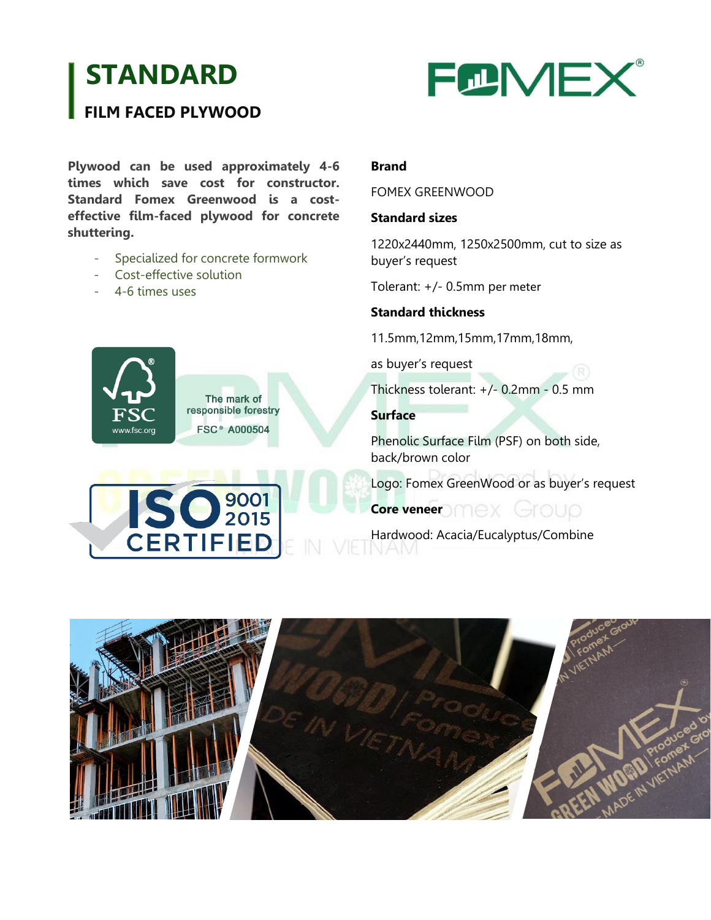# STANDARD

## FILM FACED PLYWOOD

**Plywood can be used approximately 4-6 times which save cost for constructor. Standard Fomex Greenwood is a cost-effective film-faced plywood for concrete shuttering.**

- Specialized for concrete formwork
- Cost-effective solution
- 4-6 times uses

**Brand**

FOMEX GREENWOOD

**Standard sizes**

1220x2440mm, 1250x2500mm, cut to size as buyer's request

Tolerant: +/- 0.5mm per meter

**Standard thickness**

11.5mm,12mm,15mm,17mm,18mm,

as buyer's request

Thickness tolerant: +/- 0.2mm - 0.5 mm

**Surface**

Phenolic Surface Film (PSF) on both side, back/brown color

Logo: Fomex GreenWood or as buyer's request

**Core veneer**

Hardwood: Acacia/Eucalyptus/Combine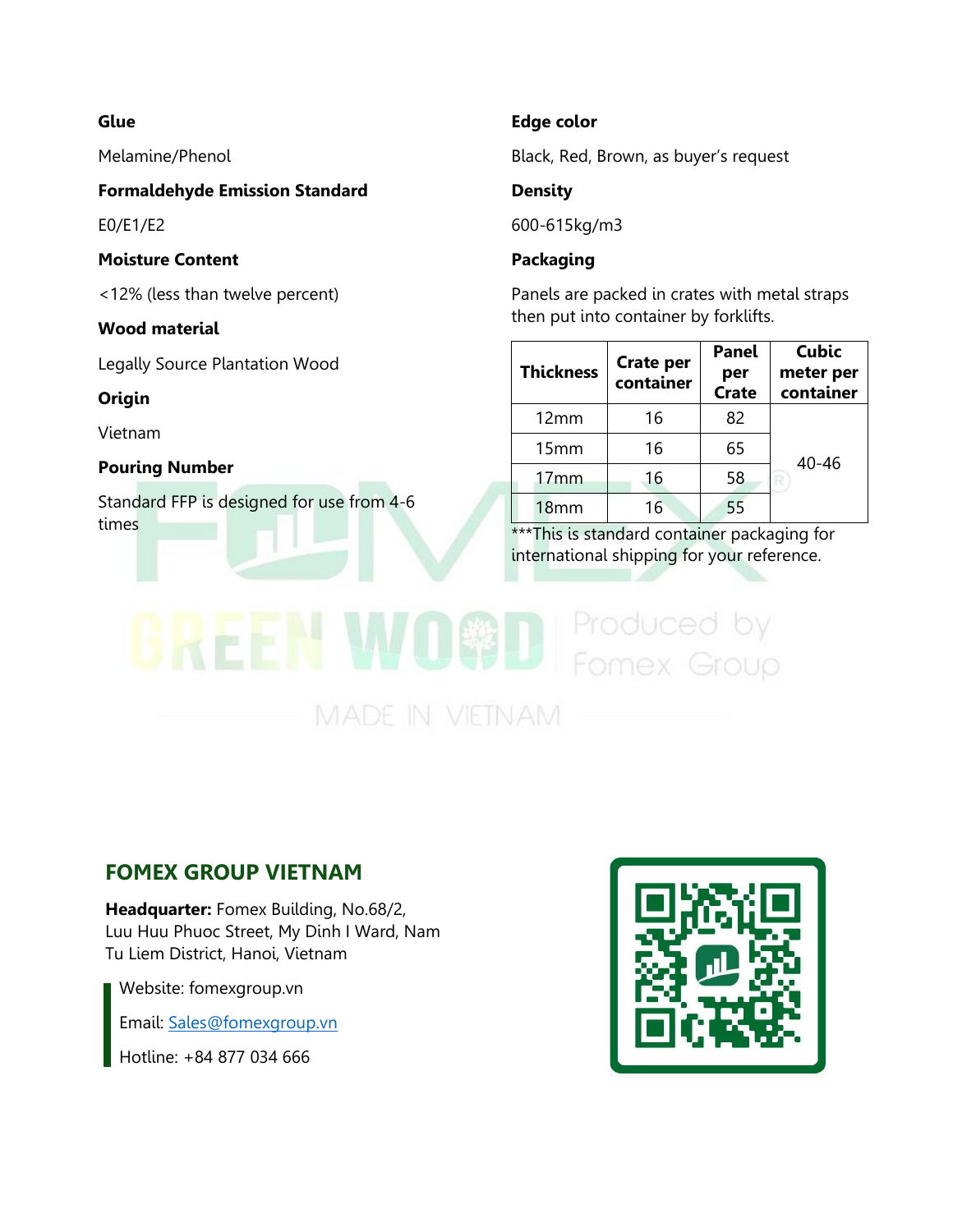**Glue**

Melamine/Phenol

**Formaldehyde Emission Standard**

E0/E1/E2

**Moisture Content**

<12% (less than twelve percent)

**Wood material**

Legally Source Plantation Wood

**Origin**

Vietnam

**Pouring Number**

Standard FFP is designed for use from 4-6 times

**Edge color**

Black, Red, Brown, as buyer's request

**Density**

600-615kg/m3

**Packaging**

Panels are packed in crates with metal straps then put into container by forklifts.

| Thickness | Crate per container | Panel per Crate | Cubic meter per container |
|---|---|---|---|
| 12mm | 16 | 82 | 40-46 |
| 15mm | 16 | 65 | |
| 17mm | 16 | 58 | |
| 18mm | 16 | 55 | |

***This is standard container packaging for international shipping for your reference.

GREEN WOOD Produced by Fomex Group

MADE IN VIETNAM

## FOMEX GROUP VIETNAM

**Headquarter:** Fomex Building, No.68/2, Luu Huu Phuoc Street, My Dinh I Ward, Nam Tu Liem District, Hanoi, Vietnam

Website: fomexgroup.vn

Email: Sales@fomexgroup.vn

Hotline: +84 877 034 666